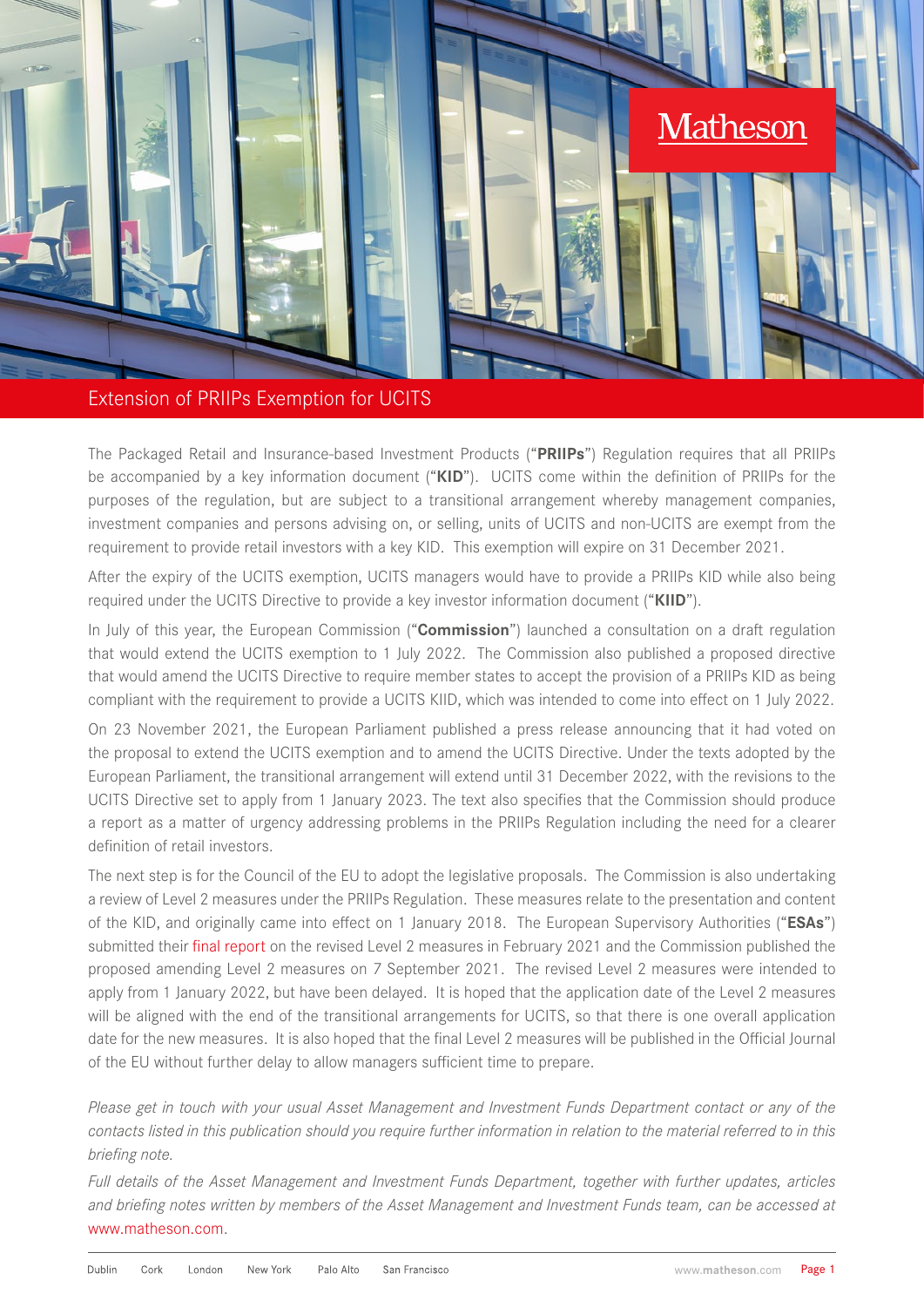# Extension of PRIIPs Exemption for UCITS

The Packaged Retail and Insurance-based Investment Products ("**PRIIPs**") Regulation requires that all PRIIPs be accompanied by a key information document ("**KID**"). UCITS come within the definition of PRIIPs for the purposes of the regulation, but are subject to a transitional arrangement whereby management companies, investment companies and persons advising on, or selling, units of UCITS and non-UCITS are exempt from the requirement to provide retail investors with a key KID. This exemption will expire on 31 December 2021.

After the expiry of the UCITS exemption, UCITS managers would have to provide a PRIIPs KID while also being required under the UCITS Directive to provide a key investor information document ("**KIID**").

In July of this year, the European Commission ("**Commission**") launched a consultation on a draft regulation that would extend the UCITS exemption to 1 July 2022. The Commission also published a proposed directive that would amend the UCITS Directive to require member states to accept the provision of a PRIIPs KID as being compliant with the requirement to provide a UCITS KIID, which was intended to come into effect on 1 July 2022.

On 23 November 2021, the European Parliament published a press release announcing that it had voted on the proposal to extend the UCITS exemption and to amend the UCITS Directive. Under the texts adopted by the European Parliament, the transitional arrangement will extend until 31 December 2022, with the revisions to the UCITS Directive set to apply from 1 January 2023. The text also specifies that the Commission should produce a report as a matter of urgency addressing problems in the PRIIPs Regulation including the need for a clearer definition of retail investors.

The next step is for the Council of the EU to adopt the legislative proposals. The Commission is also undertaking a review of Level 2 measures under the PRIIPs Regulation. These measures relate to the presentation and content of the KID, and originally came into effect on 1 January 2018. The European Supervisory Authorities ("**ESAs**") submitted their final report on the revised Level 2 measures in February 2021 and the Commission published the proposed amending Level 2 measures on 7 September 2021. The revised Level 2 measures were intended to apply from 1 January 2022, but have been delayed. It is hoped that the application date of the Level 2 measures will be aligned with the end of the transitional arrangements for UCITS, so that there is one overall application date for the new measures. It is also hoped that the final Level 2 measures will be published in the Official Journal of the EU without further delay to allow managers sufficient time to prepare.

*Please get in touch with your usual Asset Management and Investment Funds Department contact or any of the contacts listed in this publication should you require further information in relation to the material referred to in this briefing note.*

*Full details of the Asset Management and Investment Funds Department, together with further updates, articles and briefing notes written by members of the Asset Management and Investment Funds team, can be accessed at* www.matheson.com.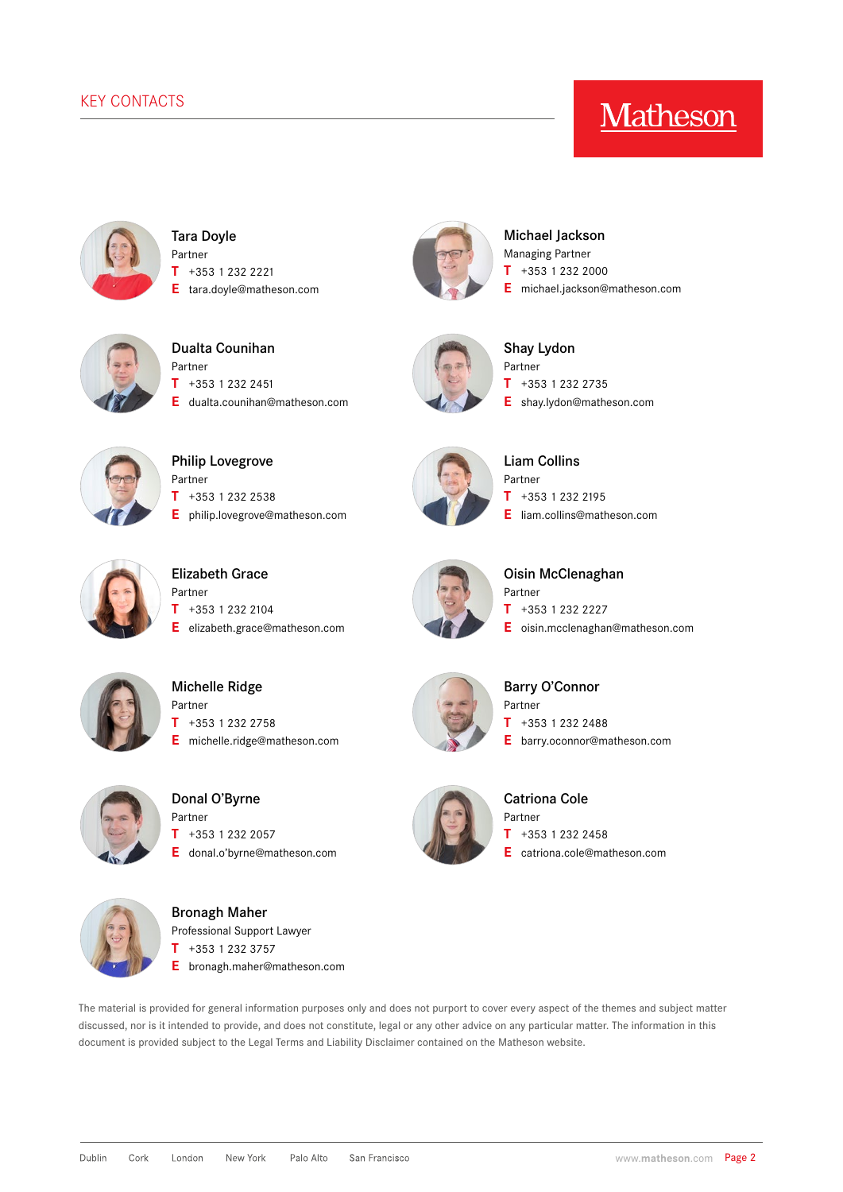## KEY CONTACTS

Matheson

**Tara Doyle**
Partner
T +353 1 232 2221
E tara.doyle@matheson.com

**Michael Jackson**
Managing Partner
T +353 1 232 2000
E michael.jackson@matheson.com

**Dualta Counihan**
Partner
T +353 1 232 2451
E dualta.counihan@matheson.com

**Shay Lydon**
Partner
T +353 1 232 2735
E shay.lydon@matheson.com

**Philip Lovegrove**
Partner
T +353 1 232 2538
E philip.lovegrove@matheson.com

**Liam Collins**
Partner
T +353 1 232 2195
E liam.collins@matheson.com

**Elizabeth Grace**
Partner
T +353 1 232 2104
E elizabeth.grace@matheson.com

**Oisin McClenaghan**
Partner
T +353 1 232 2227
E oisin.mcclenaghan@matheson.com

**Michelle Ridge**
Partner
T +353 1 232 2758
E michelle.ridge@matheson.com

**Barry O'Connor**
Partner
T +353 1 232 2488
E barry.oconnor@matheson.com

**Donal O'Byrne**
Partner
T +353 1 232 2057
E donal.o'byrne@matheson.com

**Catriona Cole**
Partner
T +353 1 232 2458
E catriona.cole@matheson.com

**Bronagh Maher**
Professional Support Lawyer
T +353 1 232 3757
E bronagh.maher@matheson.com

The material is provided for general information purposes only and does not purport to cover every aspect of the themes and subject matter discussed, nor is it intended to provide, and does not constitute, legal or any other advice on any particular matter. The information in this document is provided subject to the Legal Terms and Liability Disclaimer contained on the Matheson website.

Dublin Cork London New York Palo Alto San Francisco

www.matheson.com